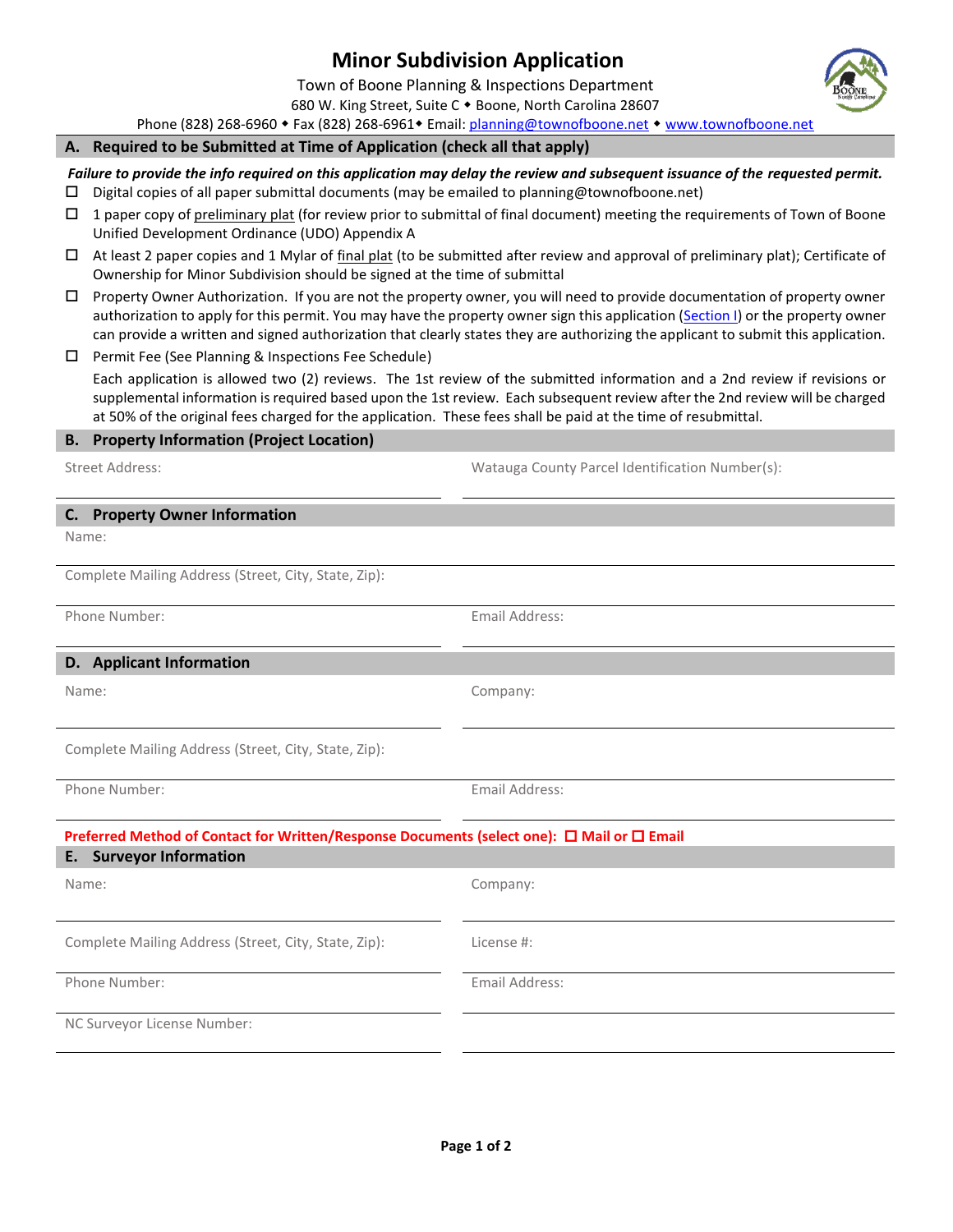# Minor Subdivision Application

Town of Boone Planning & Inspections Department
680 W. King Street, Suite C ◆ Boone, North Carolina 28607
Phone (828) 268-6960 ◆ Fax (828) 268-6961◆ Email: planning@townofboone.net ◆ www.townofboone.net

## A. Required to be Submitted at Time of Application (check all that apply)

***Failure to provide the info required on this application may delay the review and subsequent issuance of the requested permit.***

- ☐ Digital copies of all paper submittal documents (may be emailed to planning@townofboone.net)
- ☐ 1 paper copy of preliminary plat (for review prior to submittal of final document) meeting the requirements of Town of Boone Unified Development Ordinance (UDO) Appendix A
- ☐ At least 2 paper copies and 1 Mylar of final plat (to be submitted after review and approval of preliminary plat); Certificate of Ownership for Minor Subdivision should be signed at the time of submittal
- ☐ Property Owner Authorization. If you are not the property owner, you will need to provide documentation of property owner authorization to apply for this permit. You may have the property owner sign this application (Section I) or the property owner can provide a written and signed authorization that clearly states they are authorizing the applicant to submit this application.
- ☐ Permit Fee (See Planning & Inspections Fee Schedule)

  Each application is allowed two (2) reviews. The 1st review of the submitted information and a 2nd review if revisions or supplemental information is required based upon the 1st review. Each subsequent review after the 2nd review will be charged at 50% of the original fees charged for the application. These fees shall be paid at the time of resubmittal.

## B. Property Information (Project Location)

Street Address: ____________________

Watauga County Parcel Identification Number(s): ____________________

## C. Property Owner Information

Name: ____________________

Complete Mailing Address (Street, City, State, Zip): ____________________

Phone Number: ____________________

Email Address: ____________________

## D. Applicant Information

Name: ____________________

Company: ____________________

Complete Mailing Address (Street, City, State, Zip): ____________________

Phone Number: ____________________

Email Address: ____________________

**Preferred Method of Contact for Written/Response Documents (select one): ☐ Mail or ☐ Email**

## E. Surveyor Information

Name: ____________________

Company: ____________________

Complete Mailing Address (Street, City, State, Zip): ____________________

License #: ____________________

Phone Number: ____________________

Email Address: ____________________

NC Surveyor License Number: ____________________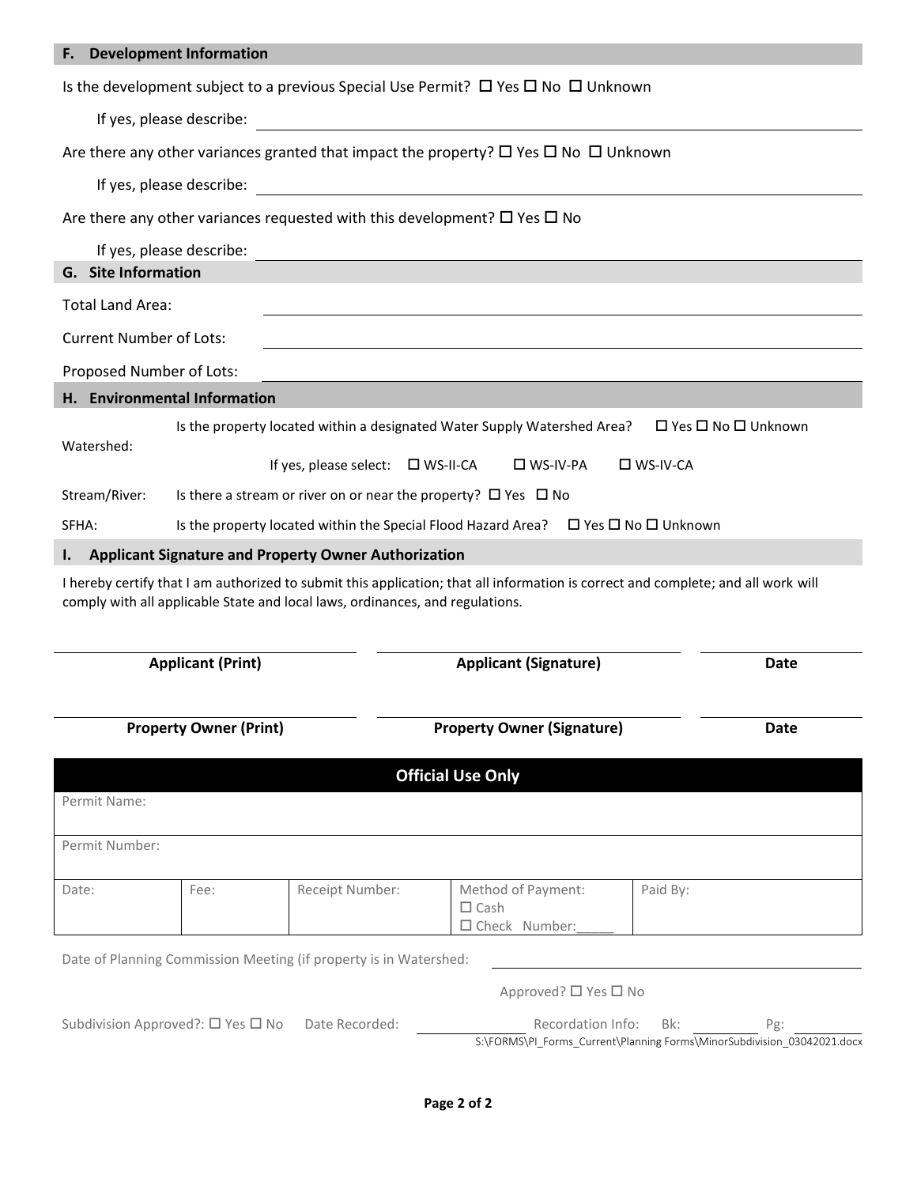## F. Development Information

Is the development subject to a previous Special Use Permit? ☐ Yes ☐ No ☐ Unknown

If yes, please describe: ______________________________

Are there any other variances granted that impact the property? ☐ Yes ☐ No ☐ Unknown

If yes, please describe: ______________________________

Are there any other variances requested with this development? ☐ Yes ☐ No

If yes, please describe: ______________________________

## G. Site Information

Total Land Area: ______________________________

Current Number of Lots: ______________________________

Proposed Number of Lots: ______________________________

## H. Environmental Information

| | |
|---|---|
| Watershed: | Is the property located within a designated Water Supply Watershed Area? ☐ Yes ☐ No ☐ Unknown<br>If yes, please select: ☐ WS-II-CA ☐ WS-IV-PA ☐ WS-IV-CA |
| Stream/River: | Is there a stream or river on or near the property? ☐ Yes ☐ No |
| SFHA: | Is the property located within the Special Flood Hazard Area? ☐ Yes ☐ No ☐ Unknown |

## I. Applicant Signature and Property Owner Authorization

I hereby certify that I am authorized to submit this application; that all information is correct and complete; and all work will comply with all applicable State and local laws, ordinances, and regulations.

| | | |
|---|---|---|
| **Applicant (Print)** | **Applicant (Signature)** | **Date** |
| **Property Owner (Print)** | **Property Owner (Signature)** | **Date** |

## Official Use Only

| | | | | |
|---|---|---|---|---|
| Permit Name: | | | | |
| Permit Number: | | | | |
| Date: | Fee: | Receipt Number: | Method of Payment:<br>☐ Cash<br>☐ Check Number:_____ | Paid By: |

Date of Planning Commission Meeting (if property is in Watershed: ______________________________

Approved? ☐ Yes ☐ No

Subdivision Approved?: ☐ Yes ☐ No Date Recorded: ____________ Recordation Info: Bk: ________ Pg: ________

S:\FORMS\PI_Forms_Current\Planning Forms\MinorSubdivision_03042021.docx